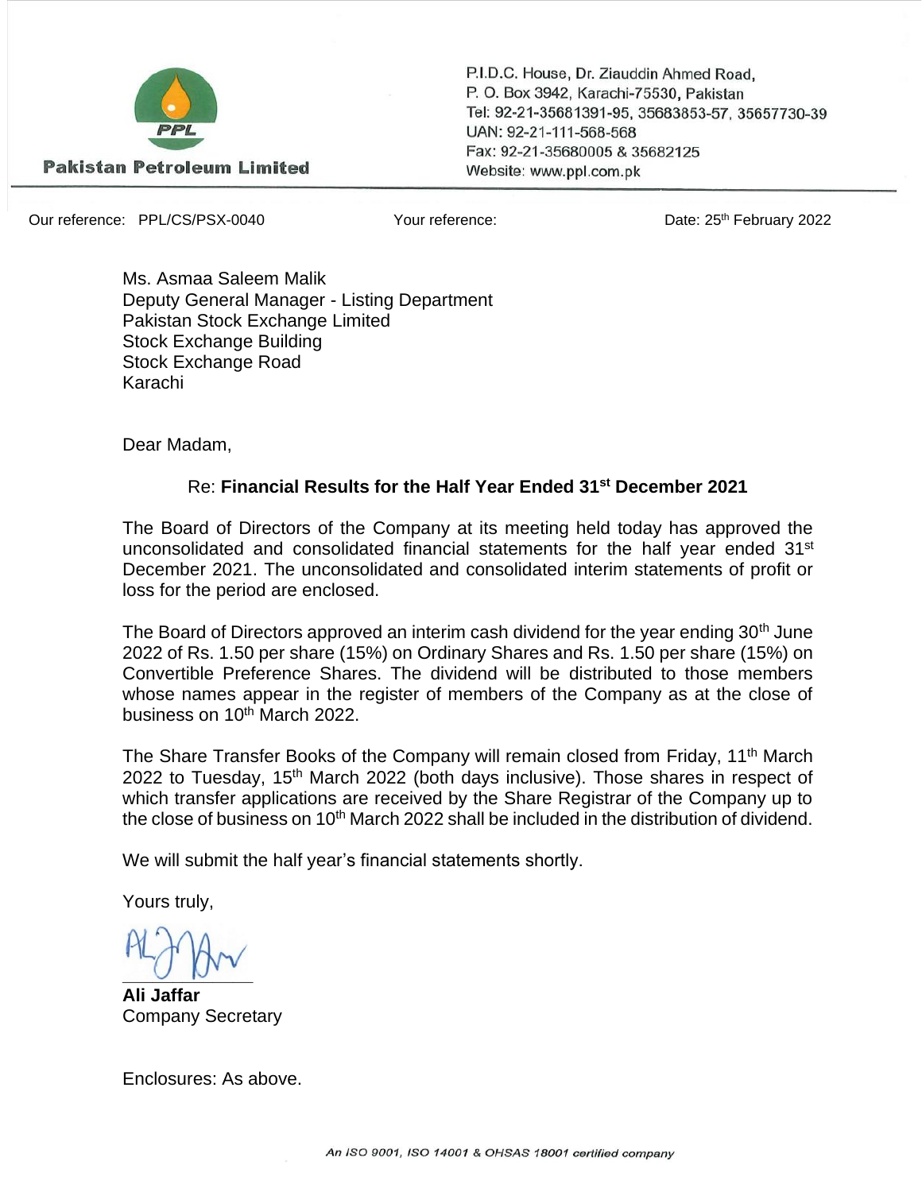**Pakistan Petroleum Limited**

P.I.D.C. House, Dr. Ziauddin Ahmed Road,
P. O. Box 3942, Karachi-75530, Pakistan
Tel: 92-21-35681391-95, 35683853-57, 35657730-39
UAN: 92-21-111-568-568
Fax: 92-21-35680005 & 35682125
Website: www.ppl.com.pk

Our reference: PPL/CS/PSX-0040 Your reference: Date: 25th February 2022

Ms. Asmaa Saleem Malik
Deputy General Manager - Listing Department
Pakistan Stock Exchange Limited
Stock Exchange Building
Stock Exchange Road
Karachi

Dear Madam,

Re: **Financial Results for the Half Year Ended 31st December 2021**

The Board of Directors of the Company at its meeting held today has approved the unconsolidated and consolidated financial statements for the half year ended 31st December 2021. The unconsolidated and consolidated interim statements of profit or loss for the period are enclosed.

The Board of Directors approved an interim cash dividend for the year ending 30th June 2022 of Rs. 1.50 per share (15%) on Ordinary Shares and Rs. 1.50 per share (15%) on Convertible Preference Shares. The dividend will be distributed to those members whose names appear in the register of members of the Company as at the close of business on 10th March 2022.

The Share Transfer Books of the Company will remain closed from Friday, 11th March 2022 to Tuesday, 15th March 2022 (both days inclusive). Those shares in respect of which transfer applications are received by the Share Registrar of the Company up to the close of business on 10th March 2022 shall be included in the distribution of dividend.

We will submit the half year's financial statements shortly.

Yours truly,

**Ali Jaffar**
Company Secretary

Enclosures: As above.

*An ISO 9001, ISO 14001 & OHSAS 18001 certified company*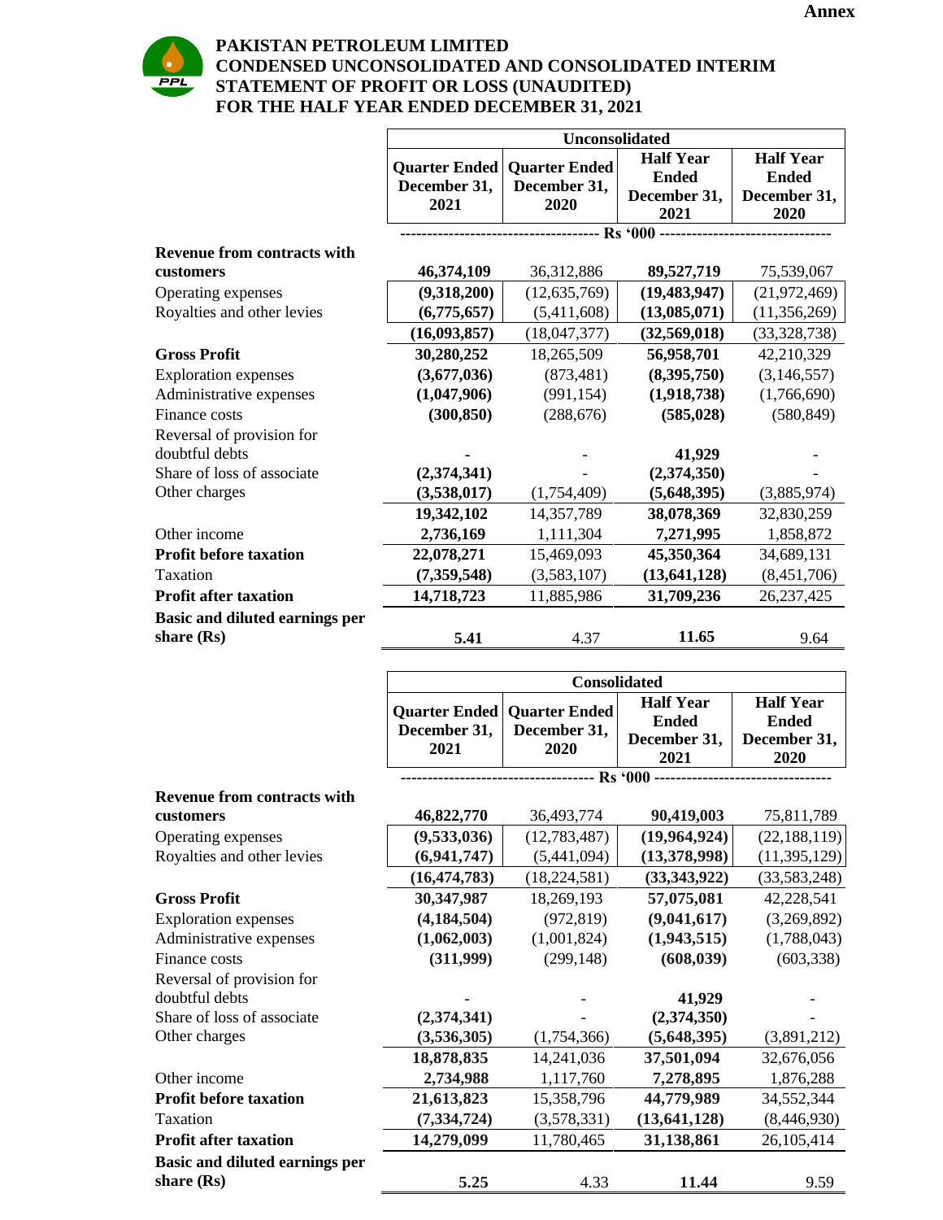Annex

# PAKISTAN PETROLEUM LIMITED
## CONDENSED UNCONSOLIDATED AND CONSOLIDATED INTERIM STATEMENT OF PROFIT OR LOSS (UNAUDITED)
## FOR THE HALF YEAR ENDED DECEMBER 31, 2021

| | Unconsolidated | | | |
|---|---|---|---|---|
| | Quarter Ended December 31, 2021 | Quarter Ended December 31, 2020 | Half Year Ended December 31, 2021 | Half Year Ended December 31, 2020 |
| | Rs '000 | | | |
| **Revenue from contracts with customers** | **46,374,109** | 36,312,886 | **89,527,719** | 75,539,067 |
| Operating expenses | **(9,318,200)** | (12,635,769) | **(19,483,947)** | (21,972,469) |
| Royalties and other levies | **(6,775,657)** | (5,411,608) | **(13,085,071)** | (11,356,269) |
| | **(16,093,857)** | (18,047,377) | **(32,569,018)** | (33,328,738) |
| **Gross Profit** | **30,280,252** | 18,265,509 | **56,958,701** | 42,210,329 |
| Exploration expenses | **(3,677,036)** | (873,481) | **(8,395,750)** | (3,146,557) |
| Administrative expenses | **(1,047,906)** | (991,154) | **(1,918,738)** | (1,766,690) |
| Finance costs | **(300,850)** | (288,676) | **(585,028)** | (580,849) |
| Reversal of provision for doubtful debts | **-** | - | **41,929** | - |
| Share of loss of associate | **(2,374,341)** | - | **(2,374,350)** | - |
| Other charges | **(3,538,017)** | (1,754,409) | **(5,648,395)** | (3,885,974) |
| | **19,342,102** | 14,357,789 | **38,078,369** | 32,830,259 |
| Other income | **2,736,169** | 1,111,304 | **7,271,995** | 1,858,872 |
| **Profit before taxation** | **22,078,271** | 15,469,093 | **45,350,364** | 34,689,131 |
| Taxation | **(7,359,548)** | (3,583,107) | **(13,641,128)** | (8,451,706) |
| **Profit after taxation** | **14,718,723** | 11,885,986 | **31,709,236** | 26,237,425 |
| **Basic and diluted earnings per share (Rs)** | **5.41** | 4.37 | **11.65** | 9.64 |

| | Consolidated | | | |
|---|---|---|---|---|
| | Quarter Ended December 31, 2021 | Quarter Ended December 31, 2020 | Half Year Ended December 31, 2021 | Half Year Ended December 31, 2020 |
| | Rs '000 | | | |
| **Revenue from contracts with customers** | **46,822,770** | 36,493,774 | **90,419,003** | 75,811,789 |
| Operating expenses | **(9,533,036)** | (12,783,487) | **(19,964,924)** | (22,188,119) |
| Royalties and other levies | **(6,941,747)** | (5,441,094) | **(13,378,998)** | (11,395,129) |
| | **(16,474,783)** | (18,224,581) | **(33,343,922)** | (33,583,248) |
| **Gross Profit** | **30,347,987** | 18,269,193 | **57,075,081** | 42,228,541 |
| Exploration expenses | **(4,184,504)** | (972,819) | **(9,041,617)** | (3,269,892) |
| Administrative expenses | **(1,062,003)** | (1,001,824) | **(1,943,515)** | (1,788,043) |
| Finance costs | **(311,999)** | (299,148) | **(608,039)** | (603,338) |
| Reversal of provision for doubtful debts | **-** | - | **41,929** | - |
| Share of loss of associate | **(2,374,341)** | - | **(2,374,350)** | - |
| Other charges | **(3,536,305)** | (1,754,366) | **(5,648,395)** | (3,891,212) |
| | **18,878,835** | 14,241,036 | **37,501,094** | 32,676,056 |
| Other income | **2,734,988** | 1,117,760 | **7,278,895** | 1,876,288 |
| **Profit before taxation** | **21,613,823** | 15,358,796 | **44,779,989** | 34,552,344 |
| Taxation | **(7,334,724)** | (3,578,331) | **(13,641,128)** | (8,446,930) |
| **Profit after taxation** | **14,279,099** | 11,780,465 | **31,138,861** | 26,105,414 |
| **Basic and diluted earnings per share (Rs)** | **5.25** | 4.33 | **11.44** | 9.59 |